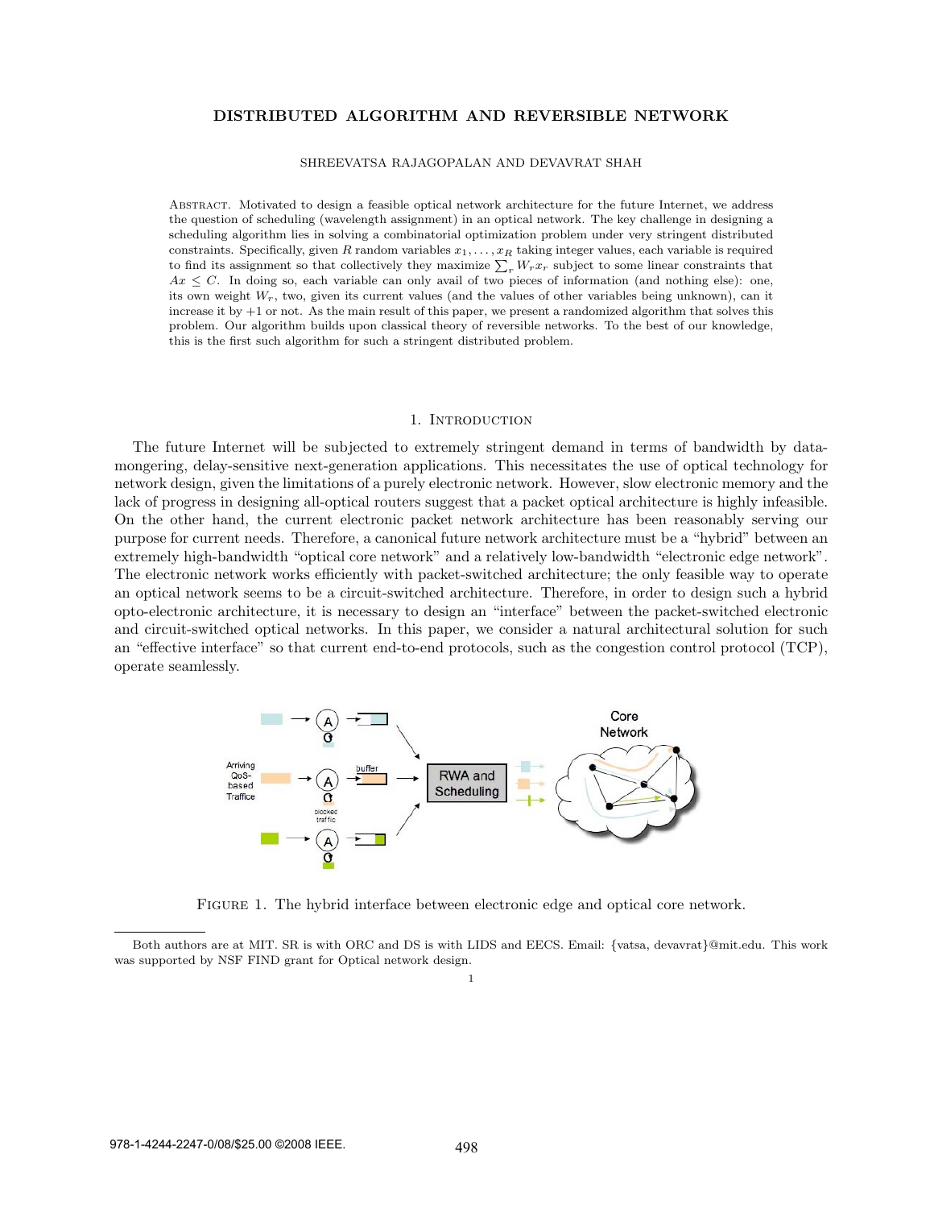# DISTRIBUTED ALGORITHM AND REVERSIBLE NETWORK

SHREEVATSA RAJAGOPALAN AND DEVAVRAT SHAH

ABSTRACT. Motivated to design a feasible optical network architecture for the future Internet, we address the question of scheduling (wavelength assignment) in an optical network. The key challenge in designing a scheduling algorithm lies in solving a combinatorial optimization problem under very stringent distributed constraints. Specifically, given $R$ random variables $x_1, \ldots, x_R$ taking integer values, each variable is required to find its assignment so that collectively they maximize $\sum_r W_r x_r$ subject to some linear constraints that $Ax \leq C$. In doing so, each variable can only avail of two pieces of information (and nothing else): one, its own weight $W_r$, two, given its current values (and the values of other variables being unknown), can it increase it by $+1$ or not. As the main result of this paper, we present a randomized algorithm that solves this problem. Our algorithm builds upon classical theory of reversible networks. To the best of our knowledge, this is the first such algorithm for such a stringent distributed problem.

## 1. INTRODUCTION

The future Internet will be subjected to extremely stringent demand in terms of bandwidth by data-mongering, delay-sensitive next-generation applications. This necessitates the use of optical technology for network design, given the limitations of a purely electronic network. However, slow electronic memory and the lack of progress in designing all-optical routers suggest that a packet optical architecture is highly infeasible. On the other hand, the current electronic packet network architecture has been reasonably serving our purpose for current needs. Therefore, a canonical future network architecture must be a "hybrid" between an extremely high-bandwidth "optical core network" and a relatively low-bandwidth "electronic edge network". The electronic network works efficiently with packet-switched architecture; the only feasible way to operate an optical network seems to be a circuit-switched architecture. Therefore, in order to design such a hybrid opto-electronic architecture, it is necessary to design an "interface" between the packet-switched electronic and circuit-switched optical networks. In this paper, we consider a natural architectural solution for such an "effective interface" so that current end-to-end protocols, such as the congestion control protocol (TCP), operate seamlessly.

FIGURE 1. The hybrid interface between electronic edge and optical core network.

Both authors are at MIT. SR is with ORC and DS is with LIDS and EECS. Email: {vatsa, devavrat}@mit.edu. This work was supported by NSF FIND grant for Optical network design.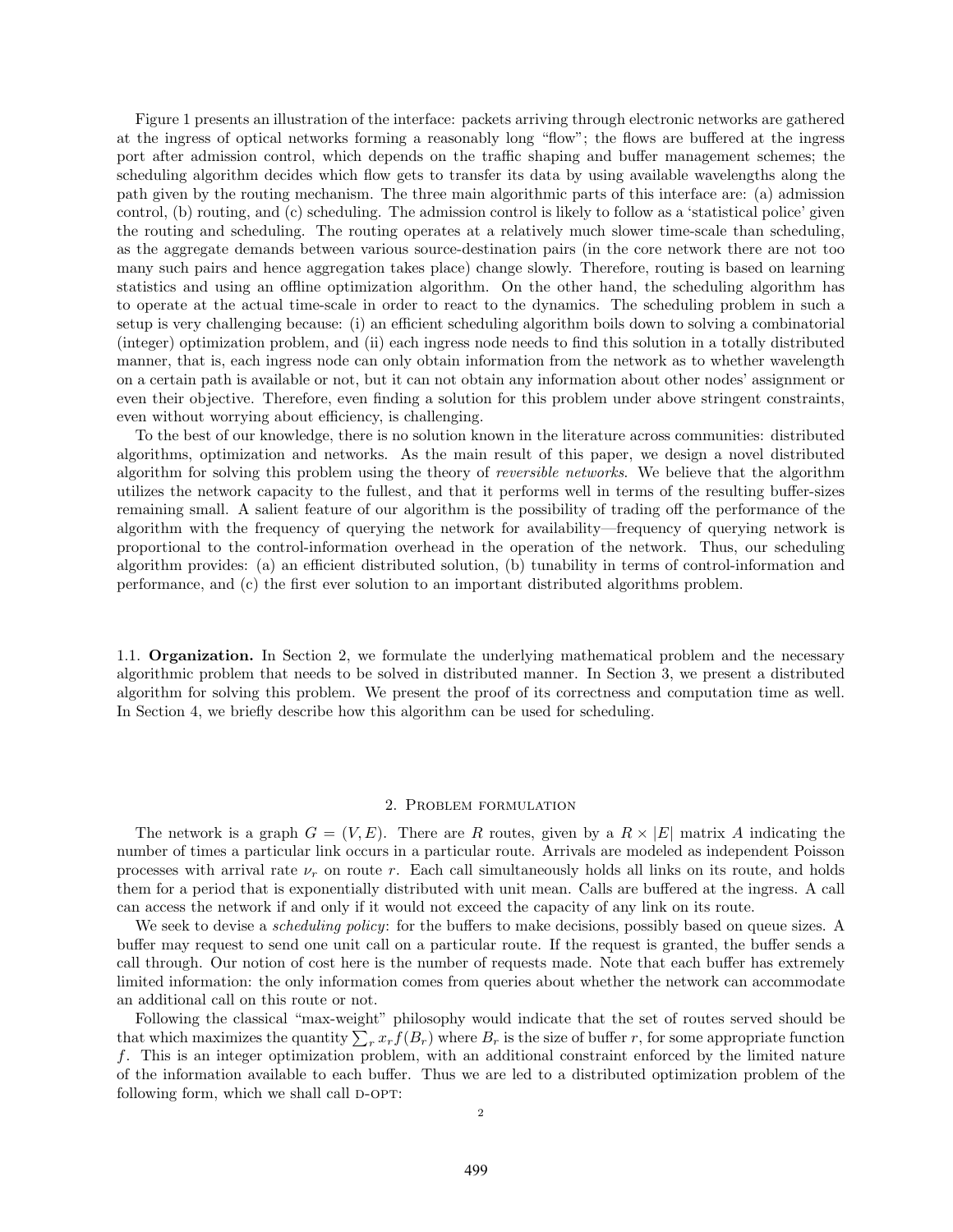Figure 1 presents an illustration of the interface: packets arriving through electronic networks are gathered at the ingress of optical networks forming a reasonably long "flow"; the flows are buffered at the ingress port after admission control, which depends on the traffic shaping and buffer management schemes; the scheduling algorithm decides which flow gets to transfer its data by using available wavelengths along the path given by the routing mechanism. The three main algorithmic parts of this interface are: (a) admission control, (b) routing, and (c) scheduling. The admission control is likely to follow as a 'statistical police' given the routing and scheduling. The routing operates at a relatively much slower time-scale than scheduling, as the aggregate demands between various source-destination pairs (in the core network there are not too many such pairs and hence aggregation takes place) change slowly. Therefore, routing is based on learning statistics and using an offline optimization algorithm. On the other hand, the scheduling algorithm has to operate at the actual time-scale in order to react to the dynamics. The scheduling problem in such a setup is very challenging because: (i) an efficient scheduling algorithm boils down to solving a combinatorial (integer) optimization problem, and (ii) each ingress node needs to find this solution in a totally distributed manner, that is, each ingress node can only obtain information from the network as to whether wavelength on a certain path is available or not, but it can not obtain any information about other nodes' assignment or even their objective. Therefore, even finding a solution for this problem under above stringent constraints, even without worrying about efficiency, is challenging.

To the best of our knowledge, there is no solution known in the literature across communities: distributed algorithms, optimization and networks. As the main result of this paper, we design a novel distributed algorithm for solving this problem using the theory of *reversible networks*. We believe that the algorithm utilizes the network capacity to the fullest, and that it performs well in terms of the resulting buffer-sizes remaining small. A salient feature of our algorithm is the possibility of trading off the performance of the algorithm with the frequency of querying the network for availability—frequency of querying network is proportional to the control-information overhead in the operation of the network. Thus, our scheduling algorithm provides: (a) an efficient distributed solution, (b) tunability in terms of control-information and performance, and (c) the first ever solution to an important distributed algorithms problem.

1.1. **Organization.** In Section 2, we formulate the underlying mathematical problem and the necessary algorithmic problem that needs to be solved in distributed manner. In Section 3, we present a distributed algorithm for solving this problem. We present the proof of its correctness and computation time as well. In Section 4, we briefly describe how this algorithm can be used for scheduling.

## 2. Problem formulation

The network is a graph $G = (V, E)$. There are $R$ routes, given by a $R \times |E|$ matrix $A$ indicating the number of times a particular link occurs in a particular route. Arrivals are modeled as independent Poisson processes with arrival rate $\nu_r$ on route $r$. Each call simultaneously holds all links on its route, and holds them for a period that is exponentially distributed with unit mean. Calls are buffered at the ingress. A call can access the network if and only if it would not exceed the capacity of any link on its route.

We seek to devise a *scheduling policy*: for the buffers to make decisions, possibly based on queue sizes. A buffer may request to send one unit call on a particular route. If the request is granted, the buffer sends a call through. Our notion of cost here is the number of requests made. Note that each buffer has extremely limited information: the only information comes from queries about whether the network can accommodate an additional call on this route or not.

Following the classical "max-weight" philosophy would indicate that the set of routes served should be that which maximizes the quantity $\sum_r x_r f(B_r)$ where $B_r$ is the size of buffer $r$, for some appropriate function $f$. This is an integer optimization problem, with an additional constraint enforced by the limited nature of the information available to each buffer. Thus we are led to a distributed optimization problem of the following form, which we shall call D-OPT: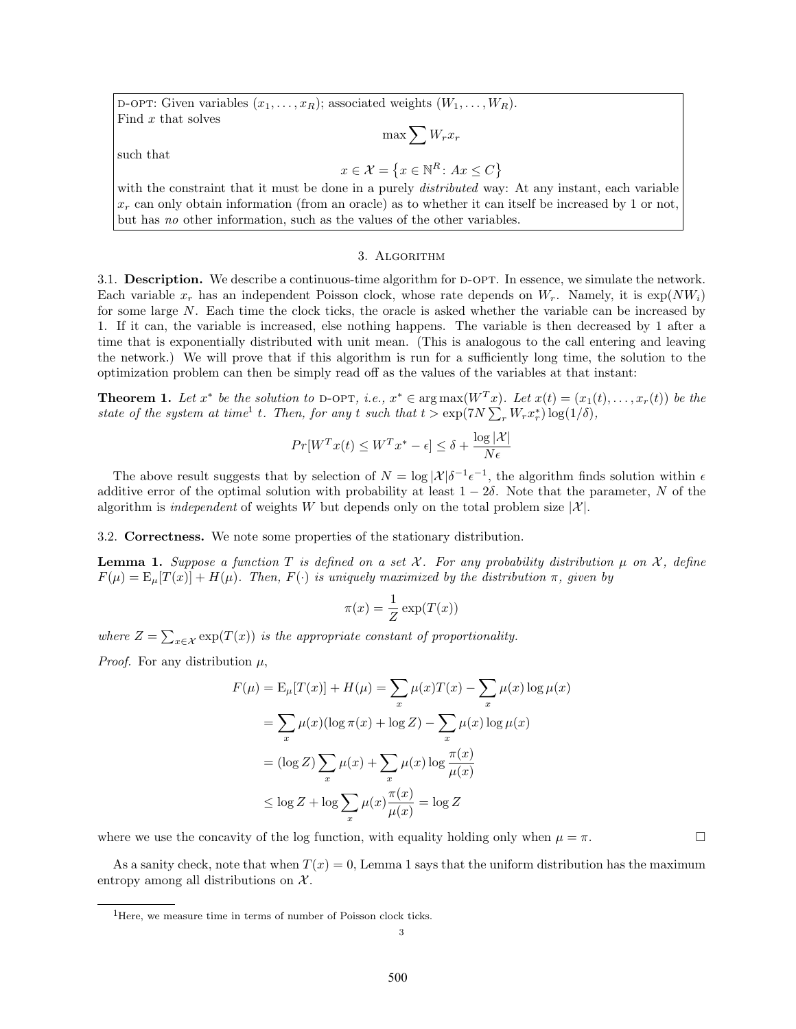D-OPT: Given variables $(x_1, \ldots, x_R)$; associated weights $(W_1, \ldots, W_R)$.
Find $x$ that solves

$$\max \sum W_r x_r$$

such that

$$x \in \mathcal{X} = \left\{ x \in \mathbb{N}^R : Ax \leq C \right\}$$

with the constraint that it must be done in a purely *distributed* way: At any instant, each variable $x_r$ can only obtain information (from an oracle) as to whether it can itself be increased by 1 or not, but has *no* other information, such as the values of the other variables.

## 3. Algorithm

**3.1. Description.** We describe a continuous-time algorithm for D-OPT. In essence, we simulate the network. Each variable $x_r$ has an independent Poisson clock, whose rate depends on $W_r$. Namely, it is $\exp(NW_i)$ for some large $N$. Each time the clock ticks, the oracle is asked whether the variable can be increased by 1. If it can, the variable is increased, else nothing happens. The variable is then decreased by 1 after a time that is exponentially distributed with unit mean. (This is analogous to the call entering and leaving the network.) We will prove that if this algorithm is run for a sufficiently long time, the solution to the optimization problem can then be simply read off as the values of the variables at that instant:

**Theorem 1.** *Let $x^*$ be the solution to D-OPT, i.e., $x^* \in \arg\max(W^T x)$. Let $x(t) = (x_1(t), \ldots, x_r(t))$ be the state of the system at time[1] $t$. Then, for any $t$ such that $t > \exp(7N \sum_r W_r x_r^*) \log(1/\delta)$,*

$$Pr[W^T x(t) \leq W^T x^* - \epsilon] \leq \delta + \frac{\log |\mathcal{X}|}{N\epsilon}$$

The above result suggests that by selection of $N = \log |\mathcal{X}| \delta^{-1} \epsilon^{-1}$, the algorithm finds solution within $\epsilon$ additive error of the optimal solution with probability at least $1 - 2\delta$. Note that the parameter, $N$ of the algorithm is *independent* of weights $W$ but depends only on the total problem size $|\mathcal{X}|$.

**3.2. Correctness.** We note some properties of the stationary distribution.

**Lemma 1.** *Suppose a function $T$ is defined on a set $\mathcal{X}$. For any probability distribution $\mu$ on $\mathcal{X}$, define $F(\mu) = \mathrm{E}_\mu[T(x)] + H(\mu)$. Then, $F(\cdot)$ is uniquely maximized by the distribution $\pi$, given by*

$$\pi(x) = \frac{1}{Z} \exp(T(x))$$

*where $Z = \sum_{x \in \mathcal{X}} \exp(T(x))$ is the appropriate constant of proportionality.*

*Proof.* For any distribution $\mu$,

$$\begin{aligned}
F(\mu) = \mathrm{E}_\mu[T(x)] + H(\mu) &= \sum_x \mu(x) T(x) - \sum_x \mu(x) \log \mu(x) \\
&= \sum_x \mu(x)(\log \pi(x) + \log Z) - \sum_x \mu(x) \log \mu(x) \\
&= (\log Z) \sum_x \mu(x) + \sum_x \mu(x) \log \frac{\pi(x)}{\mu(x)} \\
&\leq \log Z + \log \sum_x \mu(x) \frac{\pi(x)}{\mu(x)} = \log Z
\end{aligned}$$

where we use the concavity of the log function, with equality holding only when $\mu = \pi$. □

As a sanity check, note that when $T(x) = 0$, Lemma 1 says that the uniform distribution has the maximum entropy among all distributions on $\mathcal{X}$.

[1] Here, we measure time in terms of number of Poisson clock ticks.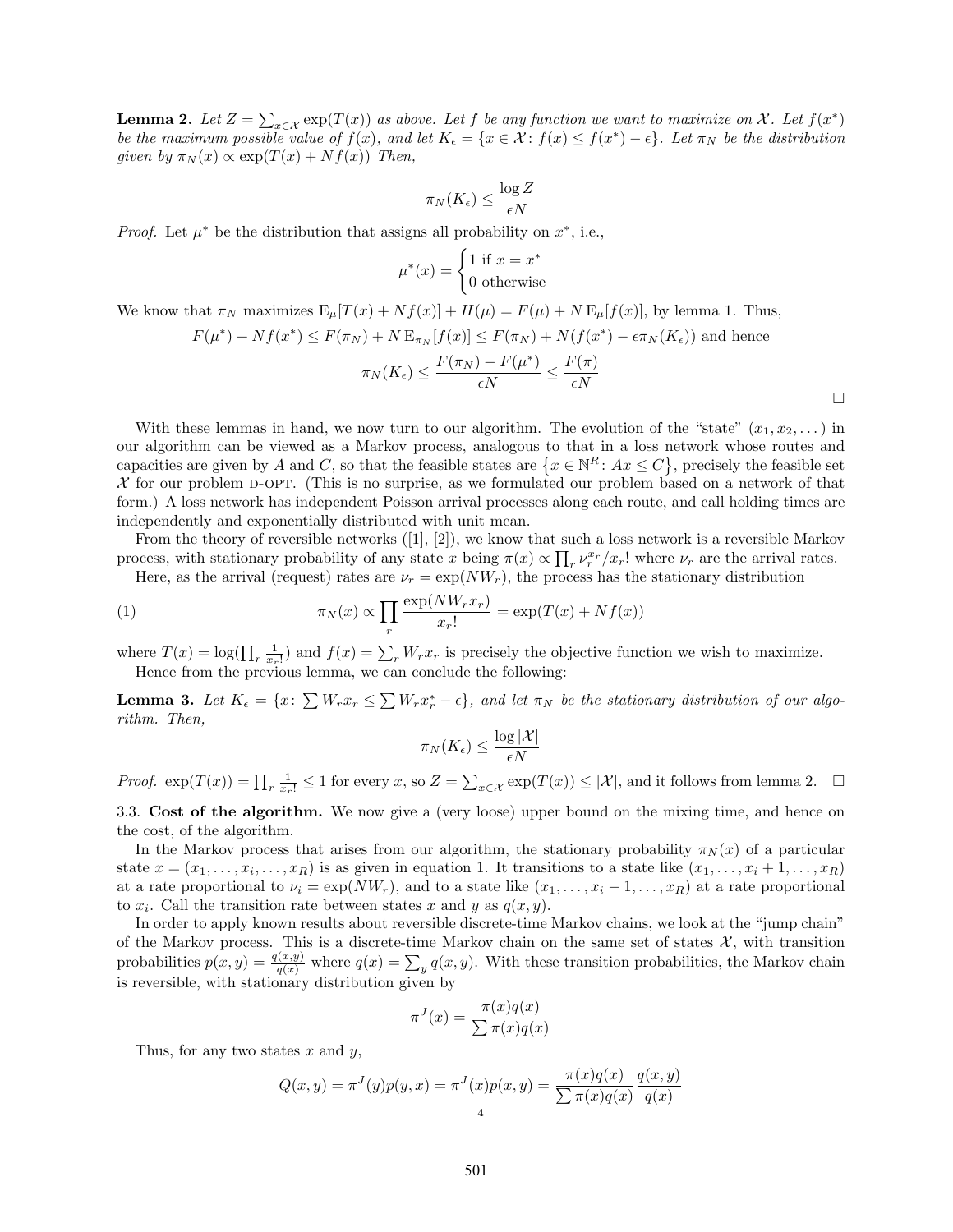**Lemma 2.** *Let $Z = \sum_{x \in \mathcal{X}} \exp(T(x))$ as above. Let $f$ be any function we want to maximize on $\mathcal{X}$. Let $f(x^*)$ be the maximum possible value of $f(x)$, and let $K_\epsilon = \{x \in \mathcal{X} \colon f(x) \le f(x^*) - \epsilon\}$. Let $\pi_N$ be the distribution given by $\pi_N(x) \propto \exp(T(x) + Nf(x))$ Then,*

$$\pi_N(K_\epsilon) \le \frac{\log Z}{\epsilon N}$$

*Proof.* Let $\mu^*$ be the distribution that assigns all probability on $x^*$, i.e.,

$$\mu^*(x) = \begin{cases} 1 \text{ if } x = x^* \\ 0 \text{ otherwise} \end{cases}$$

We know that $\pi_N$ maximizes $\mathrm{E}_\mu[T(x) + Nf(x)] + H(\mu) = F(\mu) + N\,\mathrm{E}_\mu[f(x)]$, by lemma 1. Thus,

$$F(\mu^*) + Nf(x^*) \le F(\pi_N) + N\,\mathrm{E}_{\pi_N}[f(x)] \le F(\pi_N) + N(f(x^*) - \epsilon \pi_N(K_\epsilon)) \text{ and hence}$$

$$\pi_N(K_\epsilon) \le \frac{F(\pi_N) - F(\mu^*)}{\epsilon N} \le \frac{F(\pi)}{\epsilon N}$$

□

With these lemmas in hand, we now turn to our algorithm. The evolution of the "state" $(x_1, x_2, \dots)$ in our algorithm can be viewed as a Markov process, analogous to that in a loss network whose routes and capacities are given by $A$ and $C$, so that the feasible states are $\{x \in \mathbb{N}^R \colon Ax \le C\}$, precisely the feasible set $\mathcal{X}$ for our problem D-OPT. (This is no surprise, as we formulated our problem based on a network of that form.) A loss network has independent Poisson arrival processes along each route, and call holding times are independently and exponentially distributed with unit mean.

From the theory of reversible networks ([1], [2]), we know that such a loss network is a reversible Markov process, with stationary probability of any state $x$ being $\pi(x) \propto \prod_r \nu_r^{x_r}/x_r!$ where $\nu_r$ are the arrival rates.

Here, as the arrival (request) rates are $\nu_r = \exp(NW_r)$, the process has the stationary distribution

$$\pi_N(x) \propto \prod_r \frac{\exp(NW_r x_r)}{x_r!} = \exp(T(x) + Nf(x)) \tag{1}$$

where $T(x) = \log(\prod_r \frac{1}{x_r!})$ and $f(x) = \sum_r W_r x_r$ is precisely the objective function we wish to maximize.

Hence from the previous lemma, we can conclude the following:

**Lemma 3.** *Let $K_\epsilon = \{x \colon \sum W_r x_r \le \sum W_r x_r^* - \epsilon\}$, and let $\pi_N$ be the stationary distribution of our algorithm. Then,*

$$\pi_N(K_\epsilon) \le \frac{\log |\mathcal{X}|}{\epsilon N}$$

*Proof.* $\exp(T(x)) = \prod_r \frac{1}{x_r!} \le 1$ for every $x$, so $Z = \sum_{x \in \mathcal{X}} \exp(T(x)) \le |\mathcal{X}|$, and it follows from lemma 2. □

3.3. **Cost of the algorithm.** We now give a (very loose) upper bound on the mixing time, and hence on the cost, of the algorithm.

In the Markov process that arises from our algorithm, the stationary probability $\pi_N(x)$ of a particular state $x = (x_1, \dots, x_i, \dots, x_R)$ is as given in equation 1. It transitions to a state like $(x_1, \dots, x_i + 1, \dots, x_R)$ at a rate proportional to $\nu_i = \exp(NW_r)$, and to a state like $(x_1, \dots, x_i - 1, \dots, x_R)$ at a rate proportional to $x_i$. Call the transition rate between states $x$ and $y$ as $q(x, y)$.

In order to apply known results about reversible discrete-time Markov chains, we look at the "jump chain" of the Markov process. This is a discrete-time Markov chain on the same set of states $\mathcal{X}$, with transition probabilities $p(x, y) = \frac{q(x,y)}{q(x)}$ where $q(x) = \sum_y q(x, y)$. With these transition probabilities, the Markov chain is reversible, with stationary distribution given by

$$\pi^J(x) = \frac{\pi(x) q(x)}{\sum \pi(x) q(x)}$$

Thus, for any two states $x$ and $y$,

$$Q(x, y) = \pi^J(y) p(y, x) = \pi^J(x) p(x, y) = \frac{\pi(x) q(x)}{\sum \pi(x) q(x)} \frac{q(x, y)}{q(x)}$$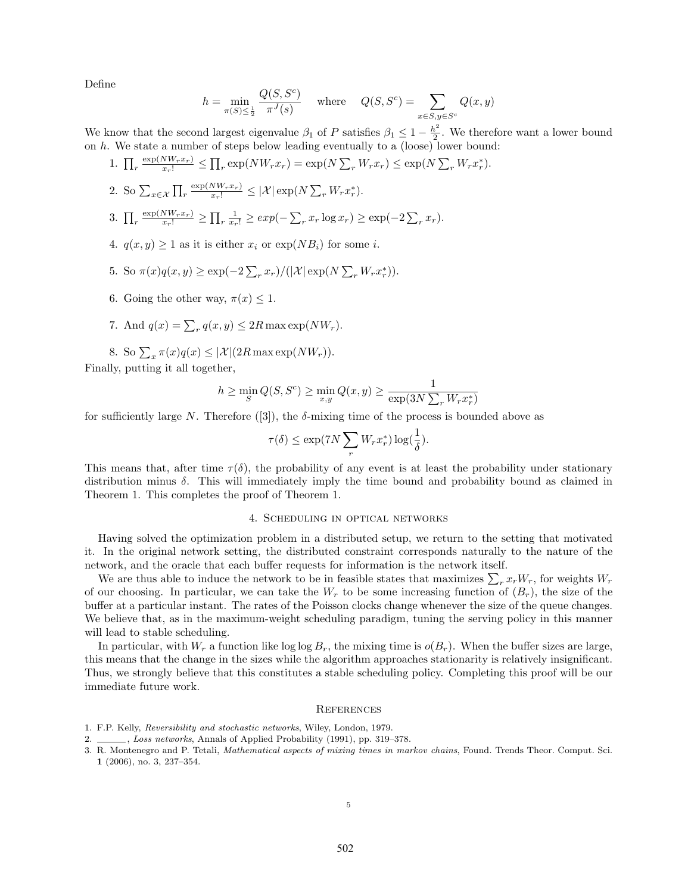Define

$$h = \min_{\pi(S) \leq \frac{1}{2}} \frac{Q(S, S^c)}{\pi^J(s)} \quad \text{where} \quad Q(S, S^c) = \sum_{x \in S, y \in S^c} Q(x, y)$$

We know that the second largest eigenvalue $\beta_1$ of $P$ satisfies $\beta_1 \leq 1 - \frac{h^2}{2}$. We therefore want a lower bound on $h$. We state a number of steps below leading eventually to a (loose) lower bound:

1. $\prod_r \frac{\exp(NW_r x_r)}{x_r!} \leq \prod_r \exp(NW_r x_r) = \exp(N \sum_r W_r x_r) \leq \exp(N \sum_r W_r x_r^*)$.
2. So $\sum_{x \in \mathcal{X}} \prod_r \frac{\exp(NW_r x_r)}{x_r!} \leq |\mathcal{X}| \exp(N \sum_r W_r x_r^*)$.
3. $\prod_r \frac{\exp(NW_r x_r)}{x_r!} \geq \prod_r \frac{1}{x_r!} \geq exp(-\sum_r x_r \log x_r) \geq \exp(-2 \sum_r x_r)$.
4. $q(x, y) \geq 1$ as it is either $x_i$ or $\exp(NB_i)$ for some $i$.
5. So $\pi(x) q(x, y) \geq \exp(-2 \sum_r x_r) / (|\mathcal{X}| \exp(N \sum_r W_r x_r^*))$.
6. Going the other way, $\pi(x) \leq 1$.
7. And $q(x) = \sum_r q(x, y) \leq 2R \max \exp(NW_r)$.
8. So $\sum_x \pi(x) q(x) \leq |\mathcal{X}|(2R \max \exp(NW_r))$.

Finally, putting it all together,

$$h \geq \min_S Q(S, S^c) \geq \min_{x,y} Q(x, y) \geq \frac{1}{\exp(3N \sum_r W_r x_r^*)}$$

for sufficiently large $N$. Therefore ([3]), the $\delta$-mixing time of the process is bounded above as

$$\tau(\delta) \leq \exp(7N \sum_r W_r x_r^*) \log(\frac{1}{\delta}).$$

This means that, after time $\tau(\delta)$, the probability of any event is at least the probability under stationary distribution minus $\delta$. This will immediately imply the time bound and probability bound as claimed in Theorem 1. This completes the proof of Theorem 1.

## 4. Scheduling in optical networks

Having solved the optimization problem in a distributed setup, we return to the setting that motivated it. In the original network setting, the distributed constraint corresponds naturally to the nature of the network, and the oracle that each buffer requests for information is the network itself.

We are thus able to induce the network to be in feasible states that maximizes $\sum_r x_r W_r$, for weights $W_r$ of our choosing. In particular, we can take the $W_r$ to be some increasing function of $(B_r)$, the size of the buffer at a particular instant. The rates of the Poisson clocks change whenever the size of the queue changes. We believe that, as in the maximum-weight scheduling paradigm, tuning the serving policy in this manner will lead to stable scheduling.

In particular, with $W_r$ a function like $\log \log B_r$, the mixing time is $o(B_r)$. When the buffer sizes are large, this means that the change in the sizes while the algorithm approaches stationarity is relatively insignificant. Thus, we strongly believe that this constitutes a stable scheduling policy. Completing this proof will be our immediate future work.

## References

1. F.P. Kelly, *Reversibility and stochastic networks*, Wiley, London, 1979.
2. ______, *Loss networks*, Annals of Applied Probability (1991), pp. 319–378.
3. R. Montenegro and P. Tetali, *Mathematical aspects of mixing times in markov chains*, Found. Trends Theor. Comput. Sci. **1** (2006), no. 3, 237–354.